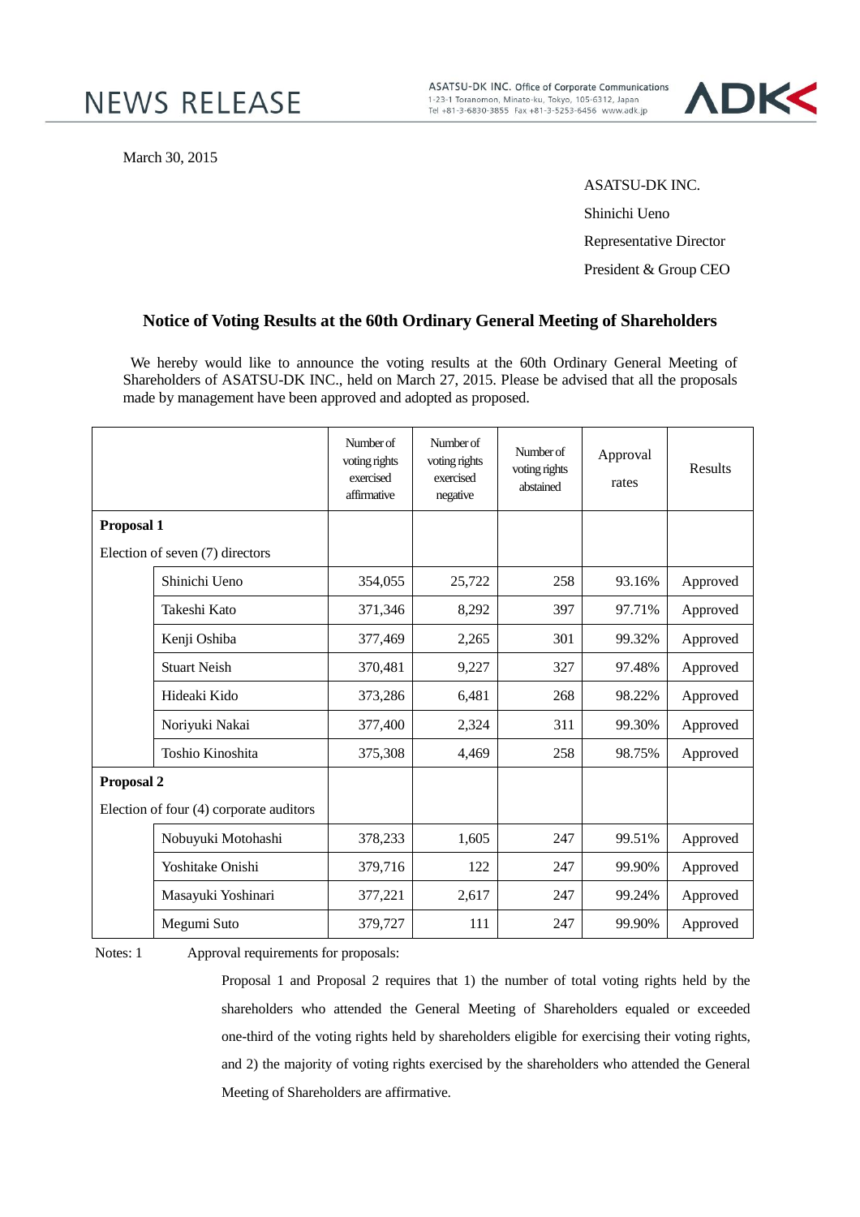NEWS RELEASE

ASATSU-DK INC. Office of Corporate Communications
1-23-1 Toranomon, Minato-ku, Tokyo, 105-6312, Japan
Tel +81-3-6830-3855 Fax +81-3-5253-6456 www.adk.jp

March 30, 2015

ASATSU-DK INC.
Shinichi Ueno
Representative Director
President & Group CEO

## Notice of Voting Results at the 60th Ordinary General Meeting of Shareholders

We hereby would like to announce the voting results at the 60th Ordinary General Meeting of Shareholders of ASATSU-DK INC., held on March 27, 2015. Please be advised that all the proposals made by management have been approved and adopted as proposed.

| | | Number of voting rights exercised affirmative | Number of voting rights exercised negative | Number of voting rights abstained | Approval rates | Results |
|---|---|---|---|---|---|---|
| **Proposal 1** Election of seven (7) directors | | | | | | |
| | Shinichi Ueno | 354,055 | 25,722 | 258 | 93.16% | Approved |
| | Takeshi Kato | 371,346 | 8,292 | 397 | 97.71% | Approved |
| | Kenji Oshiba | 377,469 | 2,265 | 301 | 99.32% | Approved |
| | Stuart Neish | 370,481 | 9,227 | 327 | 97.48% | Approved |
| | Hideaki Kido | 373,286 | 6,481 | 268 | 98.22% | Approved |
| | Noriyuki Nakai | 377,400 | 2,324 | 311 | 99.30% | Approved |
| | Toshio Kinoshita | 375,308 | 4,469 | 258 | 98.75% | Approved |
| **Proposal 2** Election of four (4) corporate auditors | | | | | | |
| | Nobuyuki Motohashi | 378,233 | 1,605 | 247 | 99.51% | Approved |
| | Yoshitake Onishi | 379,716 | 122 | 247 | 99.90% | Approved |
| | Masayuki Yoshinari | 377,221 | 2,617 | 247 | 99.24% | Approved |
| | Megumi Suto | 379,727 | 111 | 247 | 99.90% | Approved |

Notes: 1 Approval requirements for proposals:

Proposal 1 and Proposal 2 requires that 1) the number of total voting rights held by the shareholders who attended the General Meeting of Shareholders equaled or exceeded one-third of the voting rights held by shareholders eligible for exercising their voting rights, and 2) the majority of voting rights exercised by the shareholders who attended the General Meeting of Shareholders are affirmative.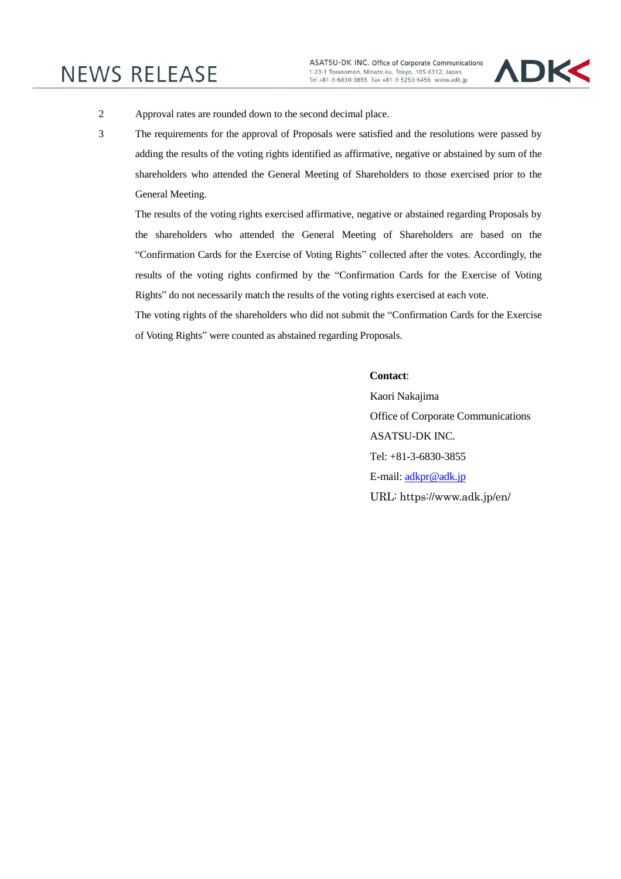2 Approval rates are rounded down to the second decimal place.

3 The requirements for the approval of Proposals were satisfied and the resolutions were passed by adding the results of the voting rights identified as affirmative, negative or abstained by sum of the shareholders who attended the General Meeting of Shareholders to those exercised prior to the General Meeting.

The results of the voting rights exercised affirmative, negative or abstained regarding Proposals by the shareholders who attended the General Meeting of Shareholders are based on the "Confirmation Cards for the Exercise of Voting Rights" collected after the votes. Accordingly, the results of the voting rights confirmed by the "Confirmation Cards for the Exercise of Voting Rights" do not necessarily match the results of the voting rights exercised at each vote.

The voting rights of the shareholders who did not submit the "Confirmation Cards for the Exercise of Voting Rights" were counted as abstained regarding Proposals.

**Contact**:

Kaori Nakajima

Office of Corporate Communications

ASATSU-DK INC.

Tel: +81-3-6830-3855

E-mail: adkpr@adk.jp

URL: https://www.adk.jp/en/